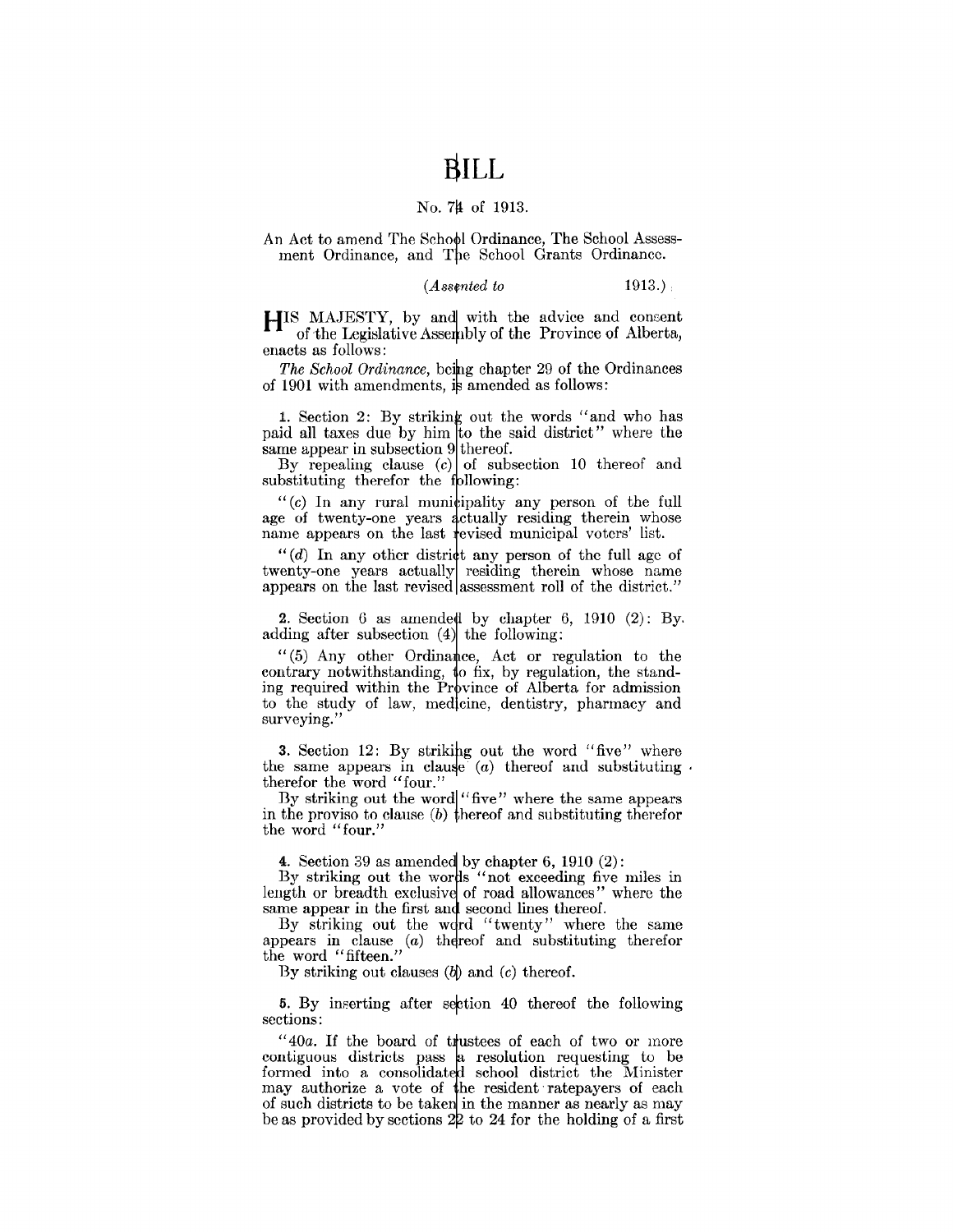# BILL

No. 74 of 1913.

An Act to amend The School Ordinance, The School Assessment Ordinance, and The School Grants Ordinance.

*(Assented to 1913.)*

HIS MAJESTY, by and with the advice and consent of the Legislative Assembly of the Province of Alberta, enacts as follows:

*The School Ordinance*, being chapter 29 of the Ordinances of 1901 with amendments, is amended as follows:

**1.** Section 2: By striking out the words "and who has paid all taxes due by him to the said district" where the same appear in subsection 9 thereof.

By repealing clause (*c*) of subsection 10 thereof and substituting therefor the following:

"(*c*) In any rural municipality any person of the full age of twenty-one years actually residing therein whose name appears on the last revised municipal voters' list.

"(*d*) In any other district any person of the full age of twenty-one years actually residing therein whose name appears on the last revised assessment roll of the district."

**2.** Section 6 as amended by chapter 6, 1910 (2): By adding after subsection (4) the following:

"(5) Any other Ordinance, Act or regulation to the contrary notwithstanding, to fix, by regulation, the standing required within the Province of Alberta for admission to the study of law, medicine, dentistry, pharmacy and surveying."

**3.** Section 12: By striking out the word "five" where the same appears in clause (*a*) thereof and substituting therefor the word "four."

By striking out the word "five" where the same appears in the proviso to clause (*b*) thereof and substituting therefor the word "four."

**4.** Section 39 as amended by chapter 6, 1910 (2):

By striking out the words "not exceeding five miles in length or breadth exclusive of road allowances" where the same appear in the first and second lines thereof.

By striking out the word "twenty" where the same appears in clause (*a*) thereof and substituting therefor the word "fifteen."

By striking out clauses (*b*) and (*c*) thereof.

**5.** By inserting after section 40 thereof the following sections:

"40*a*. If the board of trustees of each of two or more contiguous districts pass a resolution requesting to be formed into a consolidated school district the Minister may authorize a vote of the resident ratepayers of each of such districts to be taken in the manner as nearly as may be as provided by sections 22 to 24 for the holding of a first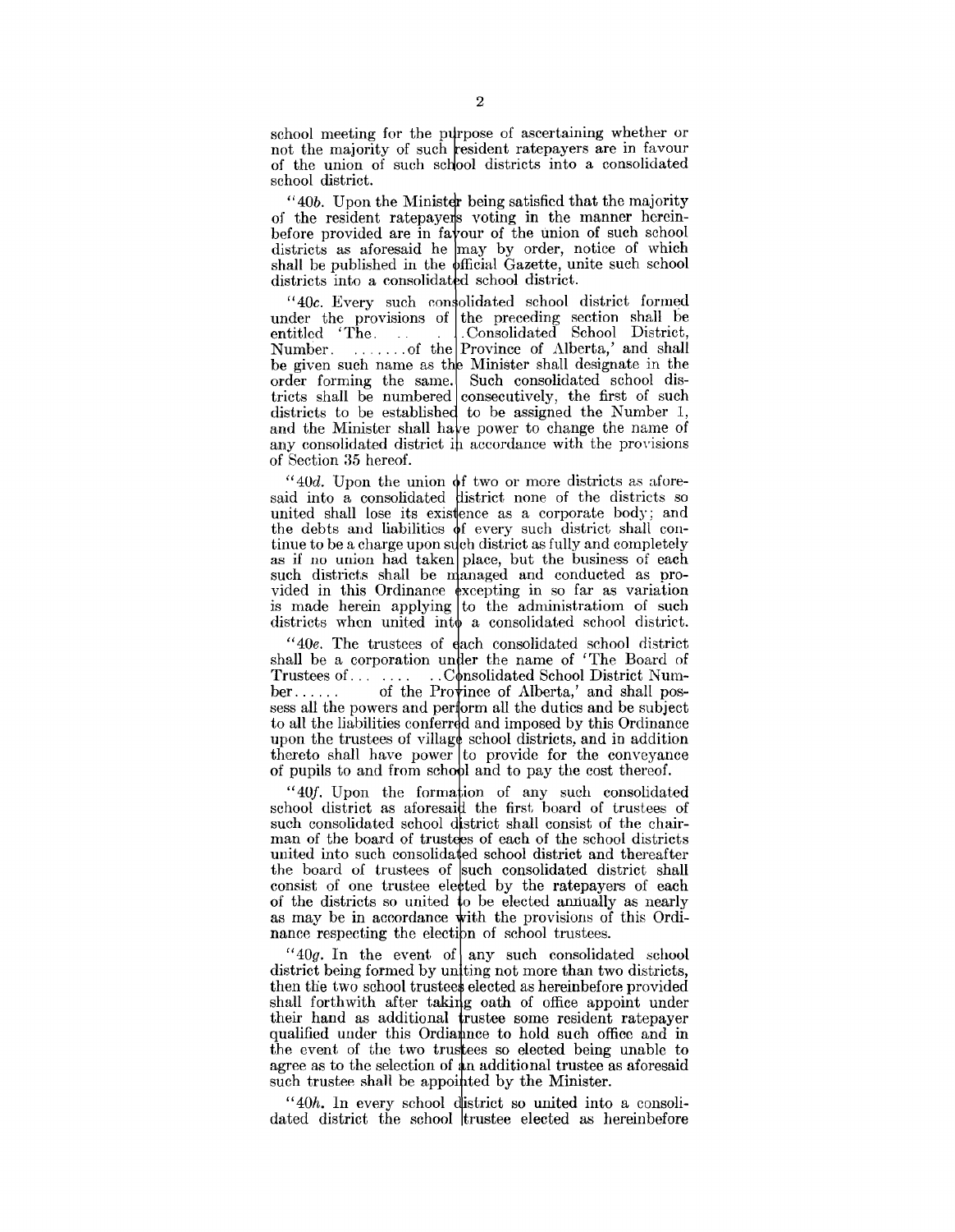school meeting for the purpose of ascertaining whether or not the majority of such resident ratepayers are in favour of the union of such school districts into a consolidated school district.

"40*b*. Upon the Minister being satisfied that the majority of the resident ratepayers voting in the manner hereinbefore provided are in favour of the union of such school districts as aforesaid he may by order, notice of which shall be published in the official Gazette, unite such school districts into a consolidated school district.

"40*c*. Every such consolidated school district formed under the provisions of the preceding section shall be entitled 'The. . . . . . Consolidated School District, Number. . . . . . . of the Province of Alberta,' and shall be given such name as the Minister shall designate in the order forming the same. Such consolidated school districts shall be numbered consecutively, the first of such districts to be established to be assigned the Number 1, and the Minister shall have power to change the name of any consolidated district in accordance with the provisions of Section 35 hereof.

"40*d*. Upon the union of two or more districts as aforesaid into a consolidated district none of the districts so united shall lose its existence as a corporate body; and the debts and liabilities of every such district shall continue to be a charge upon such district as fully and completely as if no union had taken place, but the business of each such districts shall be managed and conducted as provided in this Ordinance excepting in so far as variation is made herein applying to the administratiom of such districts when united into a consolidated school district.

"40*e*. The trustees of each consolidated school district shall be a corporation under the name of 'The Board of Trustees of. . . . . . . . Consolidated School District Number. . . . . . of the Province of Alberta,' and shall possess all the powers and perform all the duties and be subject to all the liabilities conferred and imposed by this Ordinance upon the trustees of village school districts, and in addition thereto shall have power to provide for the conveyance of pupils to and from school and to pay the cost thereof.

"40*f*. Upon the formation of any such consolidated school district as aforesaid the first board of trustees of such consolidated school district shall consist of the chairman of the board of trustees of each of the school districts united into such consolidated school district and thereafter the board of trustees of such consolidated district shall consist of one trustee elected by the ratepayers of each of the districts so united to be elected annually as nearly as may be in accordance with the provisions of this Ordinance respecting the election of school trustees.

"40*g*. In the event of any such consolidated school district being formed by uniting not more than two districts, then the two school trustees elected as hereinbefore provided shall forthwith after taking oath of office appoint under their hand as additional trustee some resident ratepayer qualified under this Ordiannce to hold such office and in the event of the two trustees so elected being unable to agree as to the selection of an additional trustee as aforesaid such trustee shall be appointed by the Minister.

"40*h*. In every school district so united into a consolidated district the school trustee elected as hereinbefore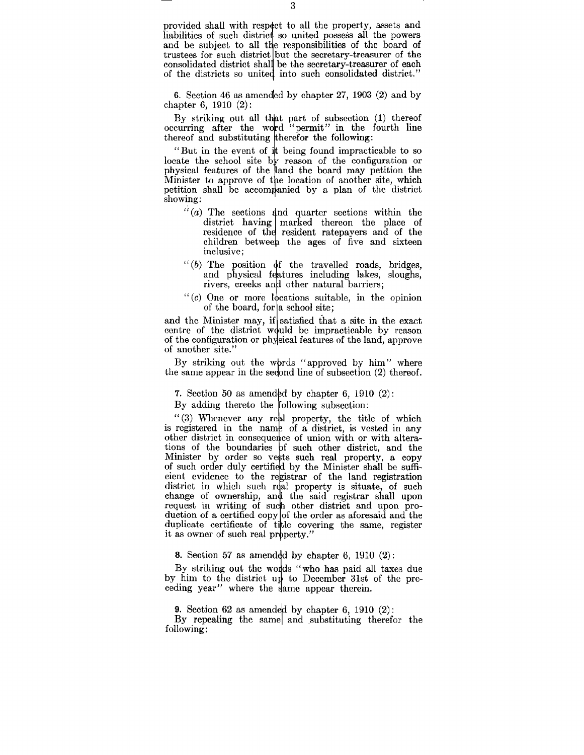provided shall with respect to all the property, assets and liabilities of such district so united possess all the powers and be subject to all the responsibilities of the board of trustees for such district but the secretary-treasurer of the consolidated district shall be the secretary-treasurer of each of the districts so united into such consolidated district."

**6.** Section 46 as amended by chapter 27, 1903 (2) and by chapter 6, 1910 (2):

By striking out all that part of subsection (1) thereof occurring after the word "permit" in the fourth line thereof and substituting therefor the following:

"But in the event of it being found impracticable to so locate the school site by reason of the configuration or physical features of the land the board may petition the Minister to approve of the location of another site, which petition shall be accompanied by a plan of the district showing:

"(*a*) The sections and quarter sections within the district having marked thereon the place of residence of the resident ratepayers and of the children between the ages of five and sixteen inclusive;

"(*b*) The position of the travelled roads, bridges, and physical features including lakes, sloughs, rivers, creeks and other natural barriers;

"(*c*) One or more locations suitable, in the opinion of the board, for a school site;

and the Minister may, if satisfied that a site in the exact centre of the district would be impracticable by reason of the configuration or physical features of the land, approve of another site."

By striking out the words "approved by him" where the same appear in the second line of subsection (2) thereof.

**7.** Section 50 as amended by chapter 6, 1910 (2):

By adding thereto the following subsection:

"(3) Whenever any real property, the title of which is registered in the name of a district, is vested in any other district in consequence of union with or with alterations of the boundaries of such other district, and the Minister by order so vests such real property, a copy of such order duly certified by the Minister shall be sufficient evidence to the registrar of the land registration district in which such real property is situate, of such change of ownership, and the said registrar shall upon request in writing of such other district and upon production of a certified copy of the order as aforesaid and the duplicate certificate of title covering the same, register it as owner of such real property."

**8.** Section 57 as amended by chapter 6, 1910 (2):

By striking out the words "who has paid all taxes due by him to the district up to December 31st of the preceding year" where the same appear therein.

**9.** Section 62 as amended by chapter 6, 1910 (2):

By repealing the same and substituting therefor the following: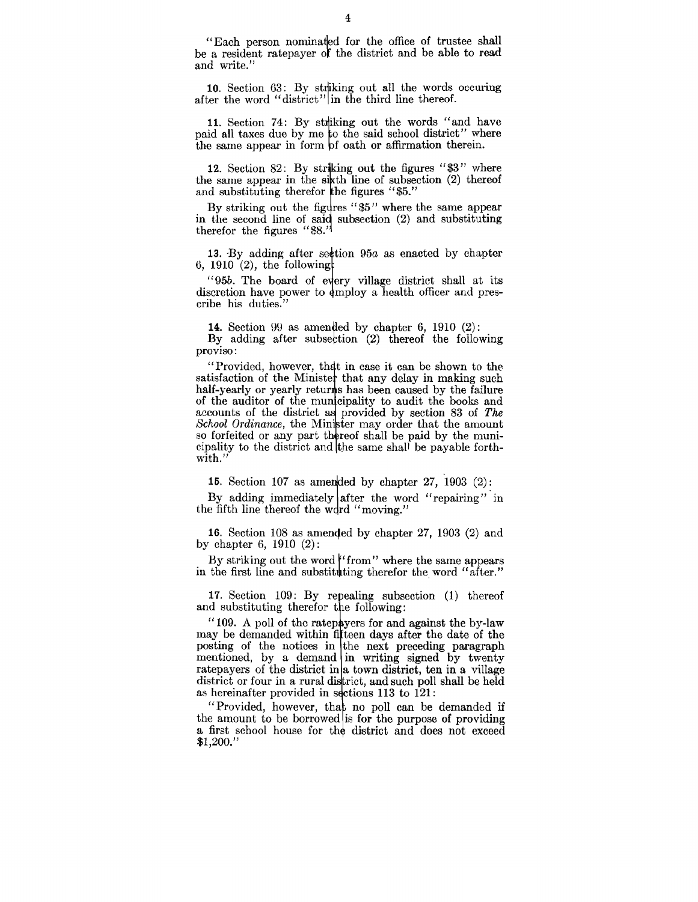"Each person nominated for the office of trustee shall be a resident ratepayer of the district and be able to read and write."

**10.** Section 63: By striking out all the words occuring after the word "district" in the third line thereof.

**11.** Section 74: By striking out the words "and have paid all taxes due by me to the said school district" where the same appear in form of oath or affirmation therein.

**12.** Section 82: By striking out the figures "$3" where the same appear in the sixth line of subsection (2) thereof and substituting therefor the figures "$5."

By striking out the figures "$5" where the same appear in the second line of said subsection (2) and substituting therefor the figures "$8."

**13.** By adding after section 95*a* as enacted by chapter 6, 1910 (2), the following:

"95*b*. The board of every village district shall at its discretion have power to employ a health officer and prescribe his duties."

**14.** Section 99 as amended by chapter 6, 1910 (2):

By adding after subsection (2) thereof the following proviso:

"Provided, however, that in case it can be shown to the satisfaction of the Minister that any delay in making such half-yearly or yearly returns has been caused by the failure of the auditor of the municipality to audit the books and accounts of the district as provided by section 83 of *The School Ordinance*, the Minister may order that the amount so forfeited or any part thereof shall be paid by the municipality to the district and the same shall be payable forthwith."

**15.** Section 107 as amended by chapter 27, 1903 (2):

By adding immediately after the word "repairing" in the fifth line thereof the word "moving."

**16.** Section 108 as amended by chapter 27, 1903 (2) and by chapter 6, 1910 (2):

By striking out the word "from" where the same appears in the first line and substituting therefor the word "after."

**17.** Section 109: By repealing subsection (1) thereof and substituting therefor the following:

"109. A poll of the ratepayers for and against the by-law may be demanded within fifteen days after the date of the posting of the notices in the next preceding paragraph mentioned, by a demand in writing signed by twenty ratepayers of the district in a town district, ten in a village district or four in a rural district, and such poll shall be held as hereinafter provided in sections 113 to 121:

"Provided, however, that no poll can be demanded if the amount to be borrowed is for the purpose of providing a first school house for the district and does not exceed $1,200."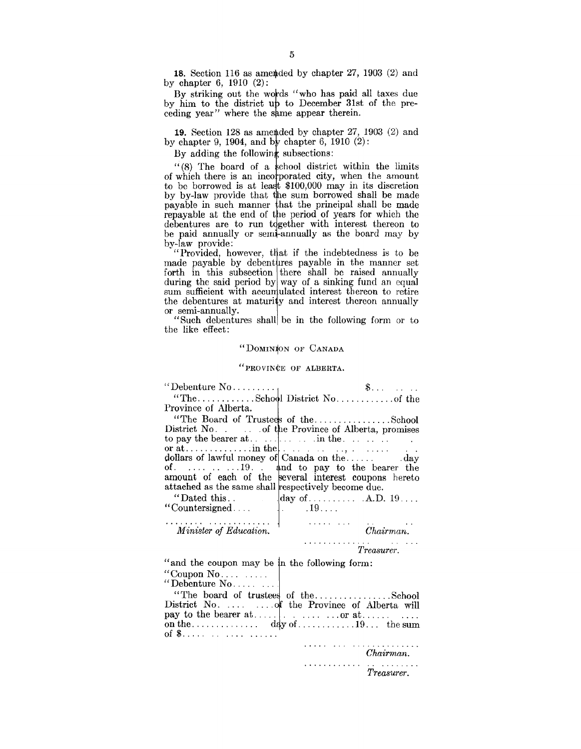**18.** Section 116 as amended by chapter 27, 1903 (2) and by chapter 6, 1910 (2):

By striking out the words "who has paid all taxes due by him to the district up to December 31st of the preceding year" where the same appear therein.

**19.** Section 128 as amended by chapter 27, 1903 (2) and by chapter 9, 1904, and by chapter 6, 1910 (2):

By adding the following subsections:

"(8) The board of a school district within the limits of which there is an incorporated city, when the amount to be borrowed is at least $100,000 may in its discretion by by-law provide that the sum borrowed shall be made payable in such manner that the principal shall be made repayable at the end of the period of years for which the debentures are to run together with interest thereon to be paid annually or semi-annually as the board may by by-law provide:

"Provided, however, that if the indebtedness is to be made payable by debentures payable in the manner set forth in this subsection there shall be raised annually during the said period by way of a sinking fund an equal sum sufficient with accumulated interest thereon to retire the debentures at maturity and interest thereon annually or semi-annually.

"Such debentures shall be in the following form or to the like effect:

"DOMINION OF CANADA

"PROVINCE OF ALBERTA.

"Debenture No......... $... .. ..

"The...........School District No...........of the Province of Alberta.

"The Board of Trustees of the...............School District No. . .. .of the Province of Alberta, promises to pay the bearer at.. ... .. .. .in the. .. .. .. . or at.............in the. .. .. .. ..., . ..... . . dollars of lawful money of Canada on the...... .day of. .... .. ...19. . and to pay to the bearer the amount of each of the several interest coupons hereto attached as the same shall respectively become due.

"Dated this.. day of.......... .A.D. 19....

"Countersigned.... . .19....

........ ............ ..... ... .. ..
*Minister of Education.* *Chairman.*

............. .. ...
*Treasurer.*

"and the coupon may be in the following form:

"Coupon No.... .....

"Debenture No..... ...

"The board of trustees of the...............School District No. .... ....of the Province of Alberta will pay to the bearer at..... . .... ...or at...... .... on the............. day of...........19... the sum of $..... .. .... ......

..... ... ..............
*Chairman.*

........... .. ........
*Treasurer.*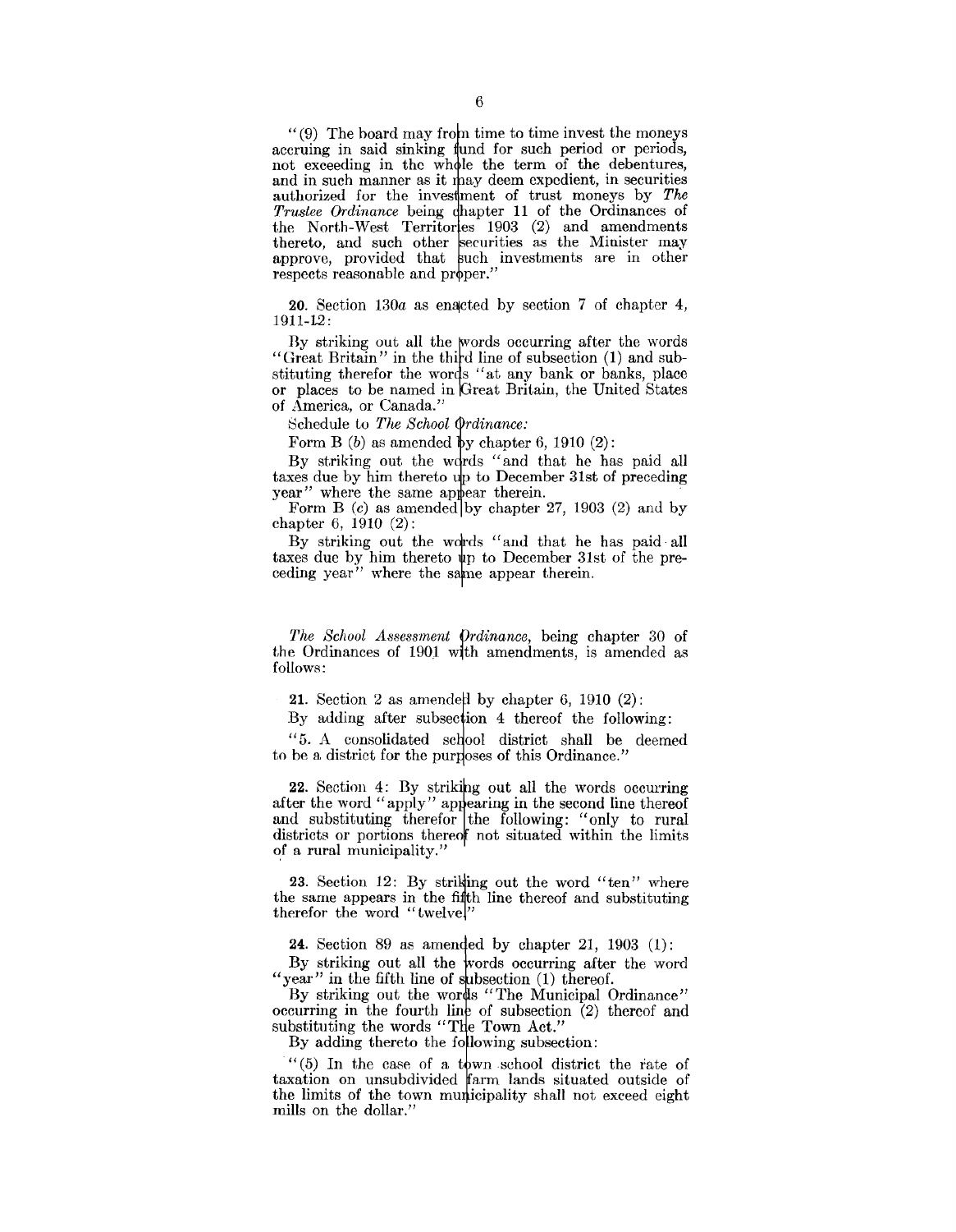"(9) The board may from time to time invest the moneys accruing in said sinking fund for such period or periods, not exceeding in the whole the term of the debentures, and in such manner as it may deem expedient, in securities authorized for the investment of trust moneys by *The Trustee Ordinance* being chapter 11 of the Ordinances of the North-West Territories 1903 (2) and amendments thereto, and such other securities as the Minister may approve, provided that such investments are in other respects reasonable and proper."

**20.** Section 130*a* as enacted by section 7 of chapter 4, 1911-12:

By striking out all the words occurring after the words "Great Britain" in the third line of subsection (1) and substituting therefor the words "at any bank or banks, place or places to be named in Great Britain, the United States of America, or Canada."

Schedule to *The School Ordinance:*

Form B (*b*) as amended by chapter 6, 1910 (2):

By striking out the words "and that he has paid all taxes due by him thereto up to December 31st of preceding year" where the same appear therein.

Form B (*c*) as amended by chapter 27, 1903 (2) and by chapter 6, 1910 (2):

By striking out the words "and that he has paid all taxes due by him thereto up to December 31st of the preceding year" where the same appear therein.

*The School Assessment Ordinance*, being chapter 30 of the Ordinances of 1901 with amendments, is amended as follows:

**21.** Section 2 as amended by chapter 6, 1910 (2):

By adding after subsection 4 thereof the following:

"5. A consolidated school district shall be deemed to be a district for the purposes of this Ordinance."

**22.** Section 4: By striking out all the words occurring after the word "apply" appearing in the second line thereof and substituting therefor the following: "only to rural districts or portions thereof not situated within the limits of a rural municipality."

**23.** Section 12: By striking out the word "ten" where the same appears in the fifth line thereof and substituting therefor the word "twelve."

**24.** Section 89 as amended by chapter 21, 1903 (1):

By striking out all the words occurring after the word "year" in the fifth line of subsection (1) thereof.

By striking out the words "The Municipal Ordinance" occurring in the fourth line of subsection (2) thereof and substituting the words "The Town Act."

By adding thereto the following subsection:

"(5) In the case of a town school district the rate of taxation on unsubdivided farm lands situated outside of the limits of the town municipality shall not exceed eight mills on the dollar."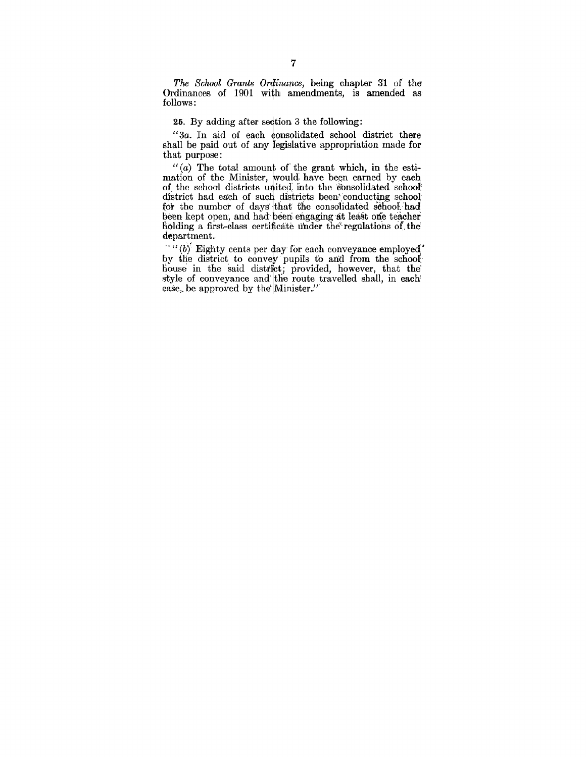*The School Grants Ordinance*, being chapter 31 of the Ordinances of 1901 with amendments, is amended as follows:

**25.** By adding after section 3 the following:

"3*a*. In aid of each consolidated school district there shall be paid out of any legislative appropriation made for that purpose:

"(*a*) The total amount of the grant which, in the estimation of the Minister, would have been earned by each of the school districts united into the consolidated school district had each of such districts been conducting school for the number of days that the consolidated school had been kept open, and had been engaging at least one teacher holding a first-class certificate under the regulations of the department.

"(*b*) Eighty cents per day for each conveyance employed by the district to convey pupils to and from the school house in the said district; provided, however, that the style of conveyance and the route travelled shall, in each case, be approved by the Minister."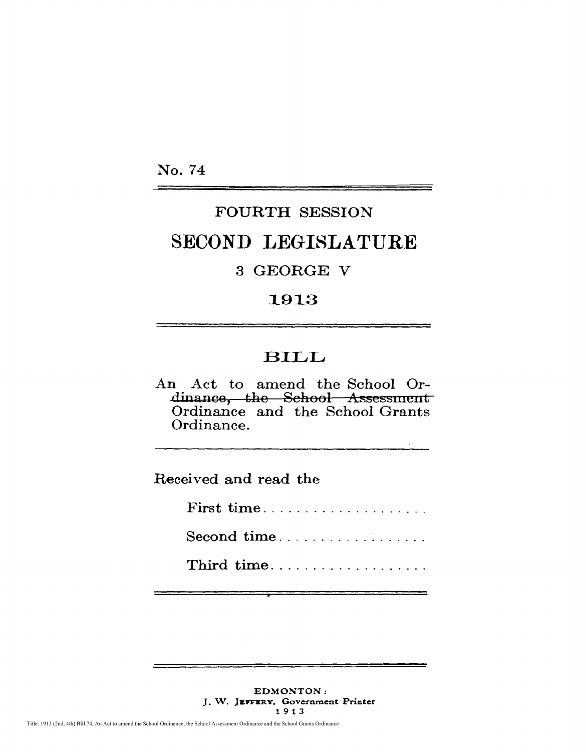No. 74

FOURTH SESSION

# SECOND LEGISLATURE

3 GEORGE V

1913

## BILL

An Act to amend the School Ordinance, ~~the School Assessment~~ Ordinance and the School Grants Ordinance.

Received and read the

First time. . . . . . . . . . . . . . . . . . . .

Second time. . . . . . . . . . . . . . . . . .

Third time. . . . . . . . . . . . . . . . . . .

EDMONTON:
J. W. Jeffery, Government Printer
1913

Title: 1913 (2nd, 4th) Bill 74, An Act to amend the School Ordinance, the School Assessment Ordinance and the School Grants Ordinance